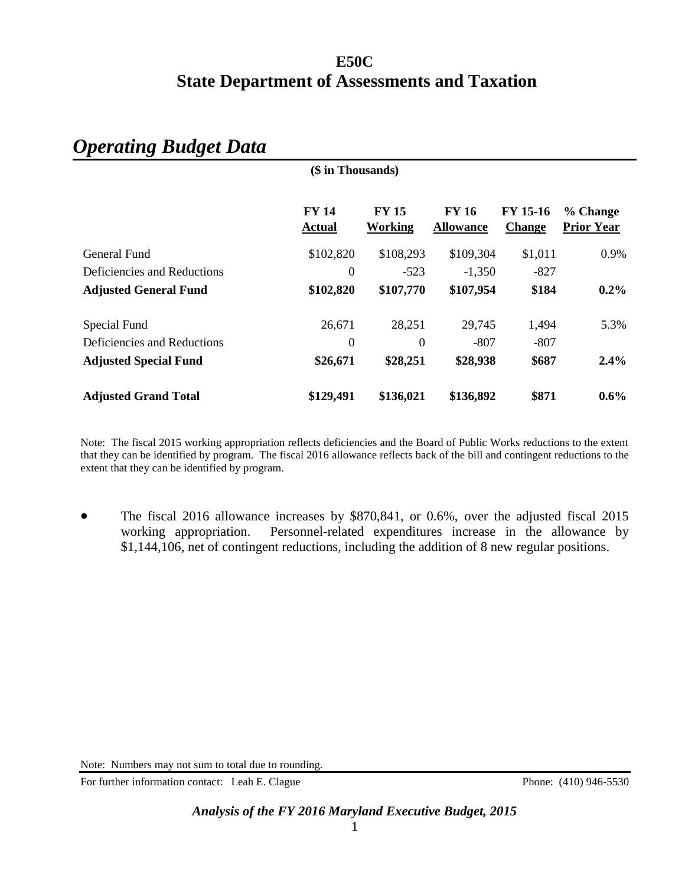# E50C
# State Department of Assessments and Taxation

## *Operating Budget Data*

**($ in Thousands)**

| | FY 14 Actual | FY 15 Working | FY 16 Allowance | FY 15-16 Change | % Change Prior Year |
|---|---|---|---|---|---|
| General Fund | $102,820 | $108,293 | $109,304 | $1,011 | 0.9% |
| Deficiencies and Reductions | 0 | -523 | -1,350 | -827 | |
| **Adjusted General Fund** | **$102,820** | **$107,770** | **$107,954** | **$184** | **0.2%** |
| Special Fund | 26,671 | 28,251 | 29,745 | 1,494 | 5.3% |
| Deficiencies and Reductions | 0 | 0 | -807 | -807 | |
| **Adjusted Special Fund** | **$26,671** | **$28,251** | **$28,938** | **$687** | **2.4%** |
| **Adjusted Grand Total** | **$129,491** | **$136,021** | **$136,892** | **$871** | **0.6%** |

Note: The fiscal 2015 working appropriation reflects deficiencies and the Board of Public Works reductions to the extent that they can be identified by program. The fiscal 2016 allowance reflects back of the bill and contingent reductions to the extent that they can be identified by program.

- The fiscal 2016 allowance increases by $870,841, or 0.6%, over the adjusted fiscal 2015 working appropriation. Personnel-related expenditures increase in the allowance by $1,144,106, net of contingent reductions, including the addition of 8 new regular positions.

Note: Numbers may not sum to total due to rounding.

For further information contact: Leah E. Clague Phone: (410) 946-5530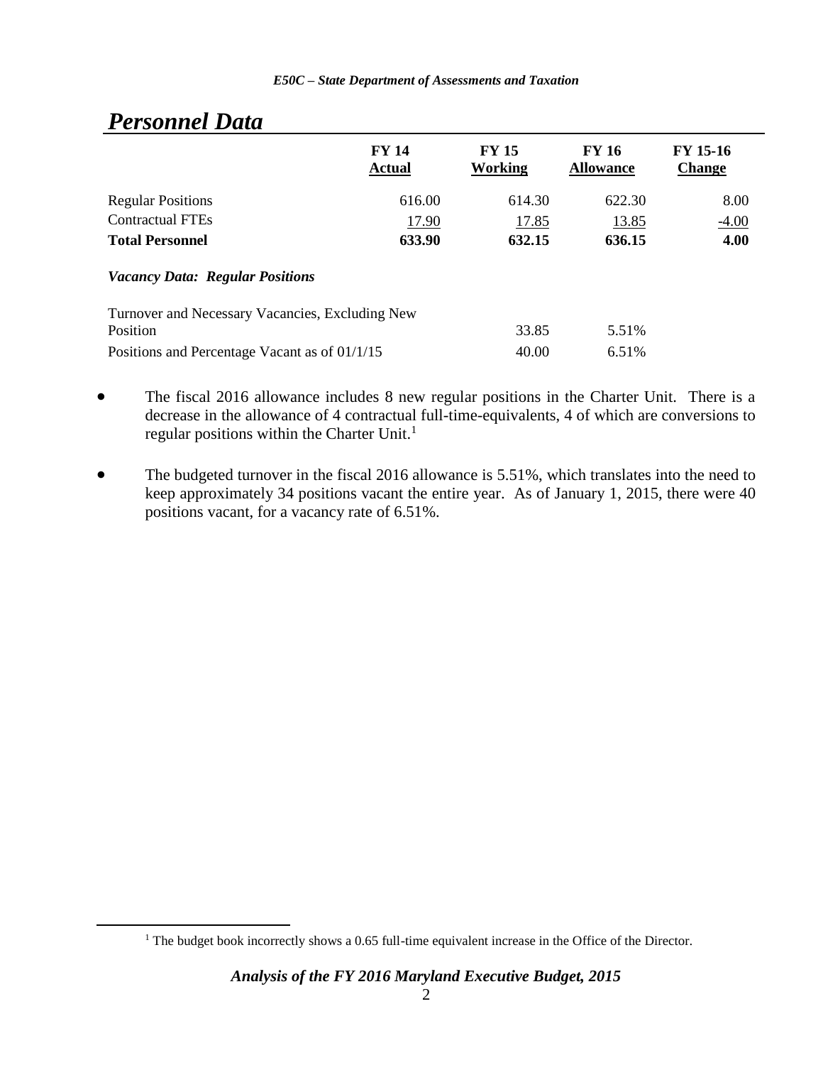## *Personnel Data*

| | FY 14 Actual | FY 15 Working | FY 16 Allowance | FY 15-16 Change |
|---|---|---|---|---|
| Regular Positions | 616.00 | 614.30 | 622.30 | 8.00 |
| Contractual FTEs | 17.90 | 17.85 | 13.85 | -4.00 |
| **Total Personnel** | **633.90** | **632.15** | **636.15** | **4.00** |
| ***Vacancy Data: Regular Positions*** | | | | |
| Turnover and Necessary Vacancies, Excluding New Position | | 33.85 | 5.51% | |
| Positions and Percentage Vacant as of 01/1/15 | | 40.00 | 6.51% | |

- The fiscal 2016 allowance includes 8 new regular positions in the Charter Unit. There is a decrease in the allowance of 4 contractual full-time-equivalents, 4 of which are conversions to regular positions within the Charter Unit.[1]

- The budgeted turnover in the fiscal 2016 allowance is 5.51%, which translates into the need to keep approximately 34 positions vacant the entire year. As of January 1, 2015, there were 40 positions vacant, for a vacancy rate of 6.51%.

[1] The budget book incorrectly shows a 0.65 full-time equivalent increase in the Office of the Director.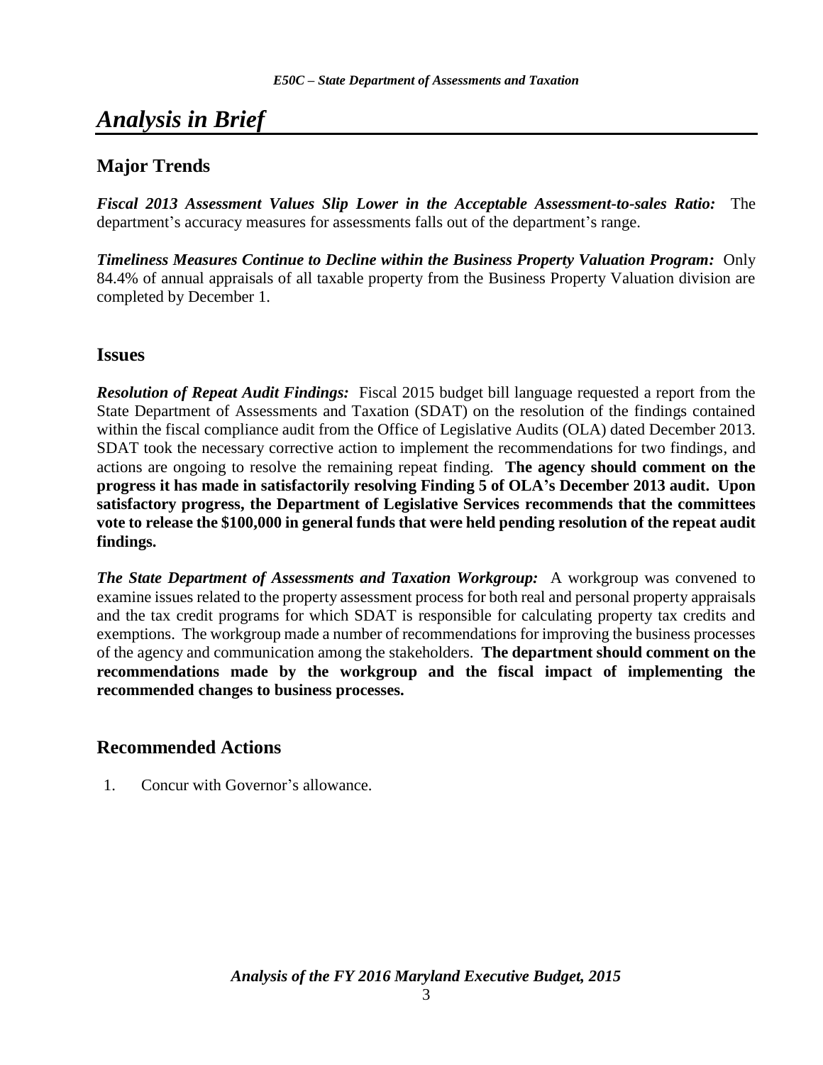# *Analysis in Brief*

## Major Trends

***Fiscal 2013 Assessment Values Slip Lower in the Acceptable Assessment-to-sales Ratio:*** The department's accuracy measures for assessments falls out of the department's range.

***Timeliness Measures Continue to Decline within the Business Property Valuation Program:*** Only 84.4% of annual appraisals of all taxable property from the Business Property Valuation division are completed by December 1.

## Issues

***Resolution of Repeat Audit Findings:*** Fiscal 2015 budget bill language requested a report from the State Department of Assessments and Taxation (SDAT) on the resolution of the findings contained within the fiscal compliance audit from the Office of Legislative Audits (OLA) dated December 2013. SDAT took the necessary corrective action to implement the recommendations for two findings, and actions are ongoing to resolve the remaining repeat finding. **The agency should comment on the progress it has made in satisfactorily resolving Finding 5 of OLA's December 2013 audit. Upon satisfactory progress, the Department of Legislative Services recommends that the committees vote to release the $100,000 in general funds that were held pending resolution of the repeat audit findings.**

***The State Department of Assessments and Taxation Workgroup:*** A workgroup was convened to examine issues related to the property assessment process for both real and personal property appraisals and the tax credit programs for which SDAT is responsible for calculating property tax credits and exemptions. The workgroup made a number of recommendations for improving the business processes of the agency and communication among the stakeholders. **The department should comment on the recommendations made by the workgroup and the fiscal impact of implementing the recommended changes to business processes.**

## Recommended Actions

1. Concur with Governor's allowance.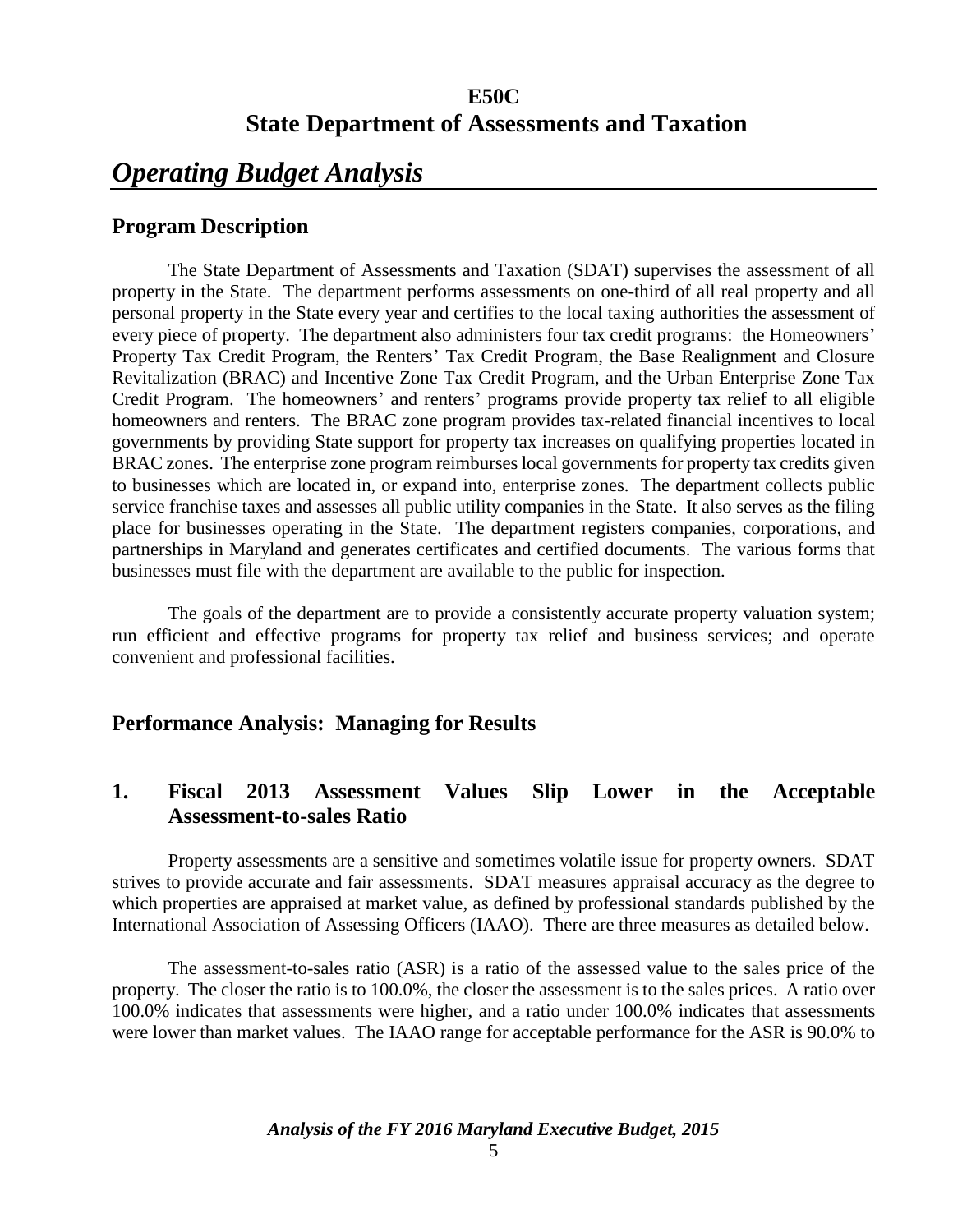# E50C
# State Department of Assessments and Taxation

## *Operating Budget Analysis*

### Program Description

The State Department of Assessments and Taxation (SDAT) supervises the assessment of all property in the State. The department performs assessments on one-third of all real property and all personal property in the State every year and certifies to the local taxing authorities the assessment of every piece of property. The department also administers four tax credit programs: the Homeowners' Property Tax Credit Program, the Renters' Tax Credit Program, the Base Realignment and Closure Revitalization (BRAC) and Incentive Zone Tax Credit Program, and the Urban Enterprise Zone Tax Credit Program. The homeowners' and renters' programs provide property tax relief to all eligible homeowners and renters. The BRAC zone program provides tax-related financial incentives to local governments by providing State support for property tax increases on qualifying properties located in BRAC zones. The enterprise zone program reimburses local governments for property tax credits given to businesses which are located in, or expand into, enterprise zones. The department collects public service franchise taxes and assesses all public utility companies in the State. It also serves as the filing place for businesses operating in the State. The department registers companies, corporations, and partnerships in Maryland and generates certificates and certified documents. The various forms that businesses must file with the department are available to the public for inspection.

The goals of the department are to provide a consistently accurate property valuation system; run efficient and effective programs for property tax relief and business services; and operate convenient and professional facilities.

### Performance Analysis: Managing for Results

### 1. Fiscal 2013 Assessment Values Slip Lower in the Acceptable Assessment-to-sales Ratio

Property assessments are a sensitive and sometimes volatile issue for property owners. SDAT strives to provide accurate and fair assessments. SDAT measures appraisal accuracy as the degree to which properties are appraised at market value, as defined by professional standards published by the International Association of Assessing Officers (IAAO). There are three measures as detailed below.

The assessment-to-sales ratio (ASR) is a ratio of the assessed value to the sales price of the property. The closer the ratio is to 100.0%, the closer the assessment is to the sales prices. A ratio over 100.0% indicates that assessments were higher, and a ratio under 100.0% indicates that assessments were lower than market values. The IAAO range for acceptable performance for the ASR is 90.0% to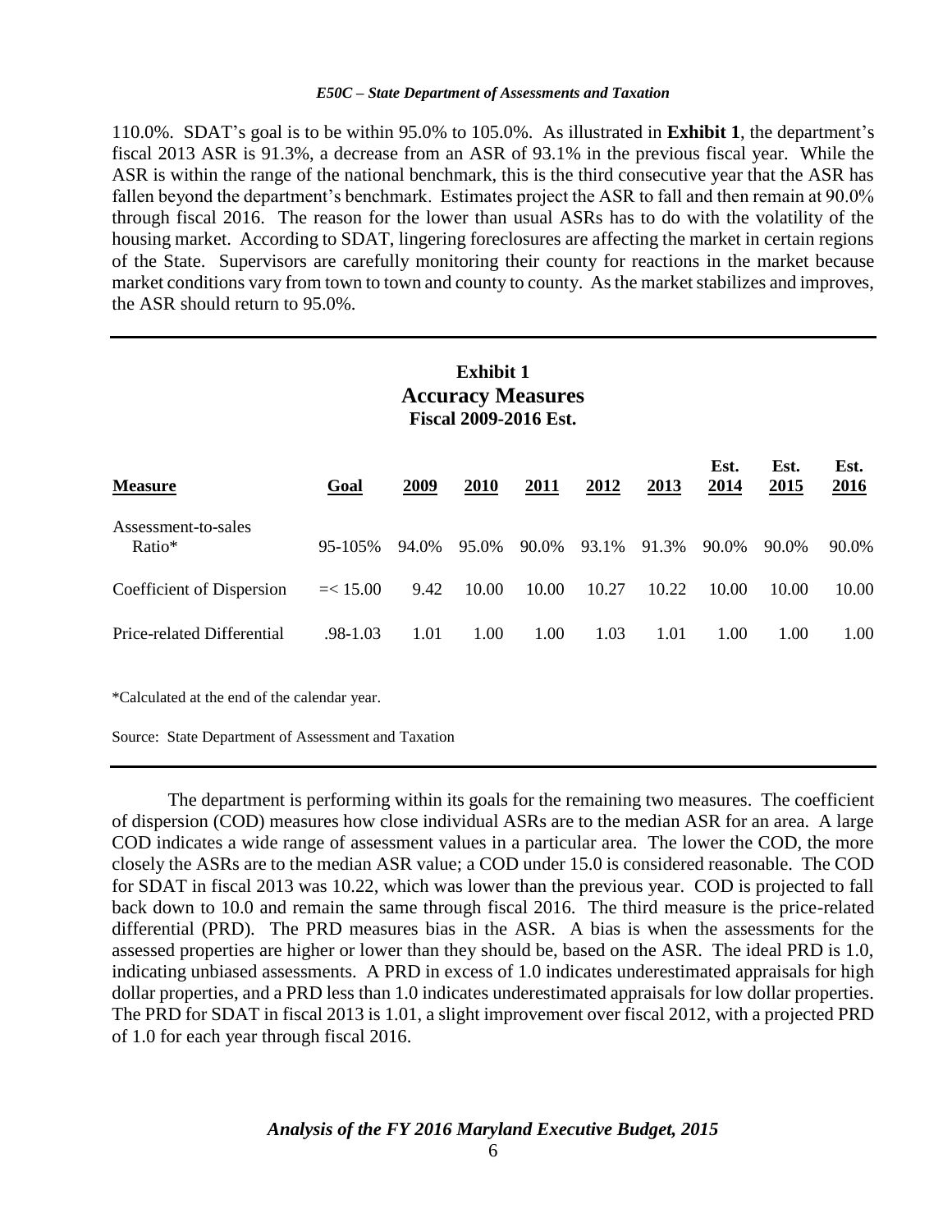110.0%. SDAT's goal is to be within 95.0% to 105.0%. As illustrated in **Exhibit 1**, the department's fiscal 2013 ASR is 91.3%, a decrease from an ASR of 93.1% in the previous fiscal year. While the ASR is within the range of the national benchmark, this is the third consecutive year that the ASR has fallen beyond the department's benchmark. Estimates project the ASR to fall and then remain at 90.0% through fiscal 2016. The reason for the lower than usual ASRs has to do with the volatility of the housing market. According to SDAT, lingering foreclosures are affecting the market in certain regions of the State. Supervisors are carefully monitoring their county for reactions in the market because market conditions vary from town to town and county to county. As the market stabilizes and improves, the ASR should return to 95.0%.

**Exhibit 1**
**Accuracy Measures**
**Fiscal 2009-2016 Est.**

| Measure | Goal | 2009 | 2010 | 2011 | 2012 | 2013 | Est. 2014 | Est. 2015 | Est. 2016 |
|---|---|---|---|---|---|---|---|---|---|
| Assessment-to-sales Ratio* | 95-105% | 94.0% | 95.0% | 90.0% | 93.1% | 91.3% | 90.0% | 90.0% | 90.0% |
| Coefficient of Dispersion | =< 15.00 | 9.42 | 10.00 | 10.00 | 10.27 | 10.22 | 10.00 | 10.00 | 10.00 |
| Price-related Differential | .98-1.03 | 1.01 | 1.00 | 1.00 | 1.03 | 1.01 | 1.00 | 1.00 | 1.00 |

*Calculated at the end of the calendar year.

Source: State Department of Assessment and Taxation

The department is performing within its goals for the remaining two measures. The coefficient of dispersion (COD) measures how close individual ASRs are to the median ASR for an area. A large COD indicates a wide range of assessment values in a particular area. The lower the COD, the more closely the ASRs are to the median ASR value; a COD under 15.0 is considered reasonable. The COD for SDAT in fiscal 2013 was 10.22, which was lower than the previous year. COD is projected to fall back down to 10.0 and remain the same through fiscal 2016. The third measure is the price-related differential (PRD). The PRD measures bias in the ASR. A bias is when the assessments for the assessed properties are higher or lower than they should be, based on the ASR. The ideal PRD is 1.0, indicating unbiased assessments. A PRD in excess of 1.0 indicates underestimated appraisals for high dollar properties, and a PRD less than 1.0 indicates underestimated appraisals for low dollar properties. The PRD for SDAT in fiscal 2013 is 1.01, a slight improvement over fiscal 2012, with a projected PRD of 1.0 for each year through fiscal 2016.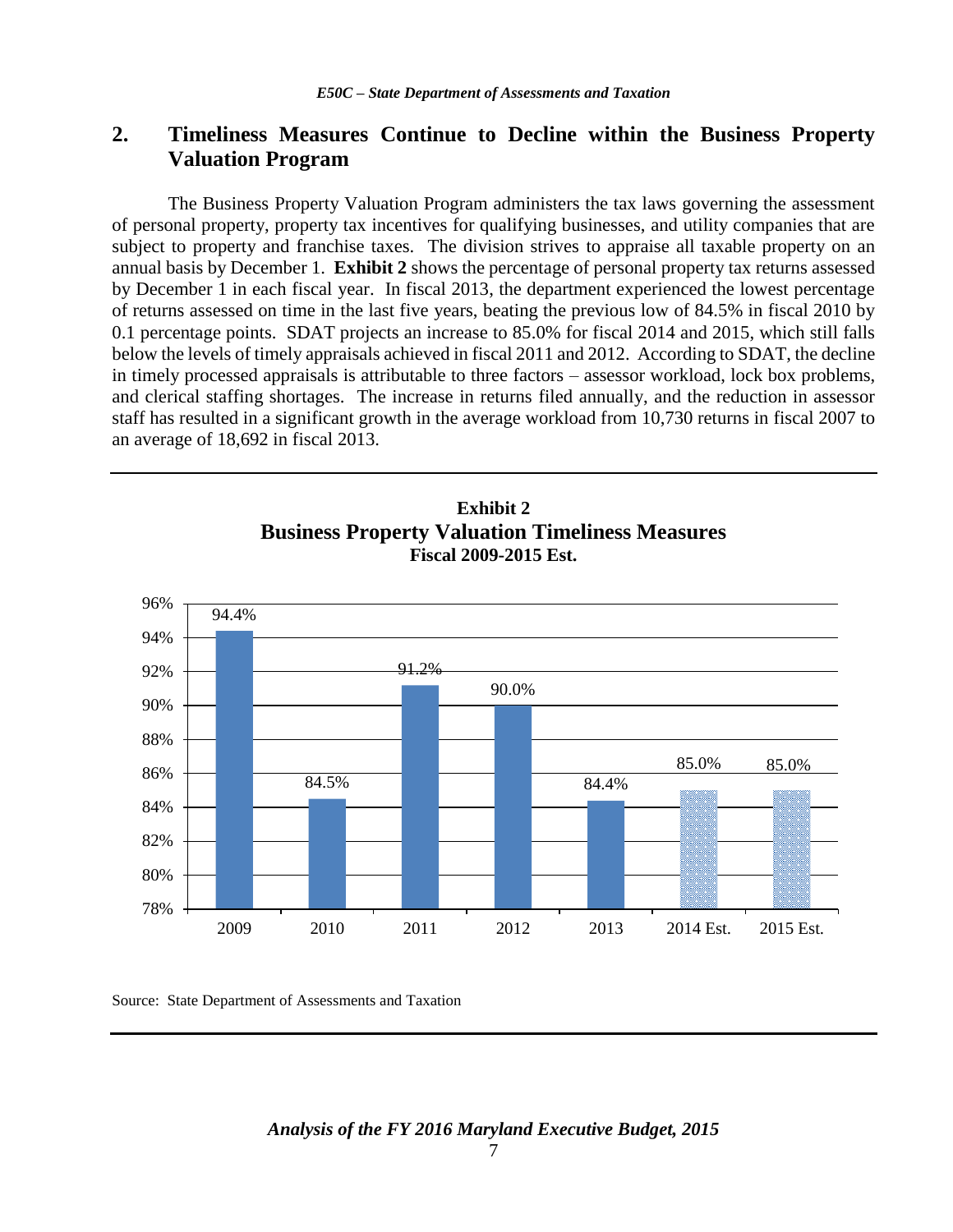## 2. Timeliness Measures Continue to Decline within the Business Property Valuation Program

The Business Property Valuation Program administers the tax laws governing the assessment of personal property, property tax incentives for qualifying businesses, and utility companies that are subject to property and franchise taxes. The division strives to appraise all taxable property on an annual basis by December 1. **Exhibit 2** shows the percentage of personal property tax returns assessed by December 1 in each fiscal year. In fiscal 2013, the department experienced the lowest percentage of returns assessed on time in the last five years, beating the previous low of 84.5% in fiscal 2010 by 0.1 percentage points. SDAT projects an increase to 85.0% for fiscal 2014 and 2015, which still falls below the levels of timely appraisals achieved in fiscal 2011 and 2012. According to SDAT, the decline in timely processed appraisals is attributable to three factors – assessor workload, lock box problems, and clerical staffing shortages. The increase in returns filed annually, and the reduction in assessor staff has resulted in a significant growth in the average workload from 10,730 returns in fiscal 2007 to an average of 18,692 in fiscal 2013.

**Exhibit 2**
**Business Property Valuation Timeliness Measures**
**Fiscal 2009-2015 Est.**

| Fiscal Year | Percentage |
|---|---|
| 2009 | 94.4% |
| 2010 | 84.5% |
| 2011 | 91.2% |
| 2012 | 90.0% |
| 2013 | 84.4% |
| 2014 Est. | 85.0% |
| 2015 Est. | 85.0% |

Source: State Department of Assessments and Taxation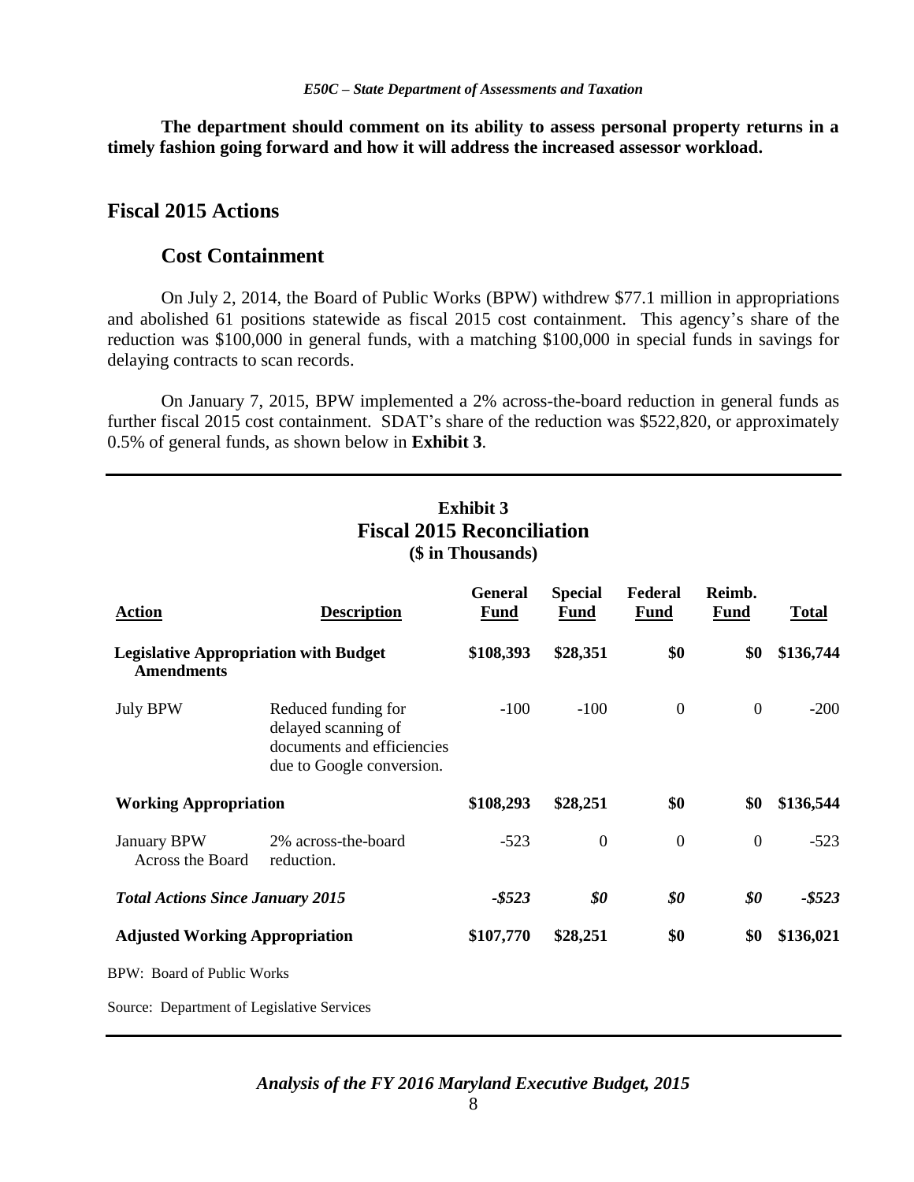**The department should comment on its ability to assess personal property returns in a timely fashion going forward and how it will address the increased assessor workload.**

## Fiscal 2015 Actions

### Cost Containment

On July 2, 2014, the Board of Public Works (BPW) withdrew $77.1 million in appropriations and abolished 61 positions statewide as fiscal 2015 cost containment. This agency's share of the reduction was $100,000 in general funds, with a matching $100,000 in special funds in savings for delaying contracts to scan records.

On January 7, 2015, BPW implemented a 2% across-the-board reduction in general funds as further fiscal 2015 cost containment. SDAT's share of the reduction was $522,820, or approximately 0.5% of general funds, as shown below in **Exhibit 3**.

**Exhibit 3**
**Fiscal 2015 Reconciliation**
**($ in Thousands)**

| Action | Description | General Fund | Special Fund | Federal Fund | Reimb. Fund | Total |
|---|---|---|---|---|---|---|
| **Legislative Appropriation with Budget Amendments** | | **$108,393** | **$28,351** | **$0** | **$0** | **$136,744** |
| July BPW | Reduced funding for delayed scanning of documents and efficiencies due to Google conversion. | -100 | -100 | 0 | 0 | -200 |
| **Working Appropriation** | | **$108,293** | **$28,251** | **$0** | **$0** | **$136,544** |
| January BPW Across the Board | 2% across-the-board reduction. | -523 | 0 | 0 | 0 | -523 |
| ***Total Actions Since January 2015*** | | ***-$523*** | ***$0*** | ***$0*** | ***$0*** | ***-$523*** |
| **Adjusted Working Appropriation** | | **$107,770** | **$28,251** | **$0** | **$0** | **$136,021** |

BPW: Board of Public Works

Source: Department of Legislative Services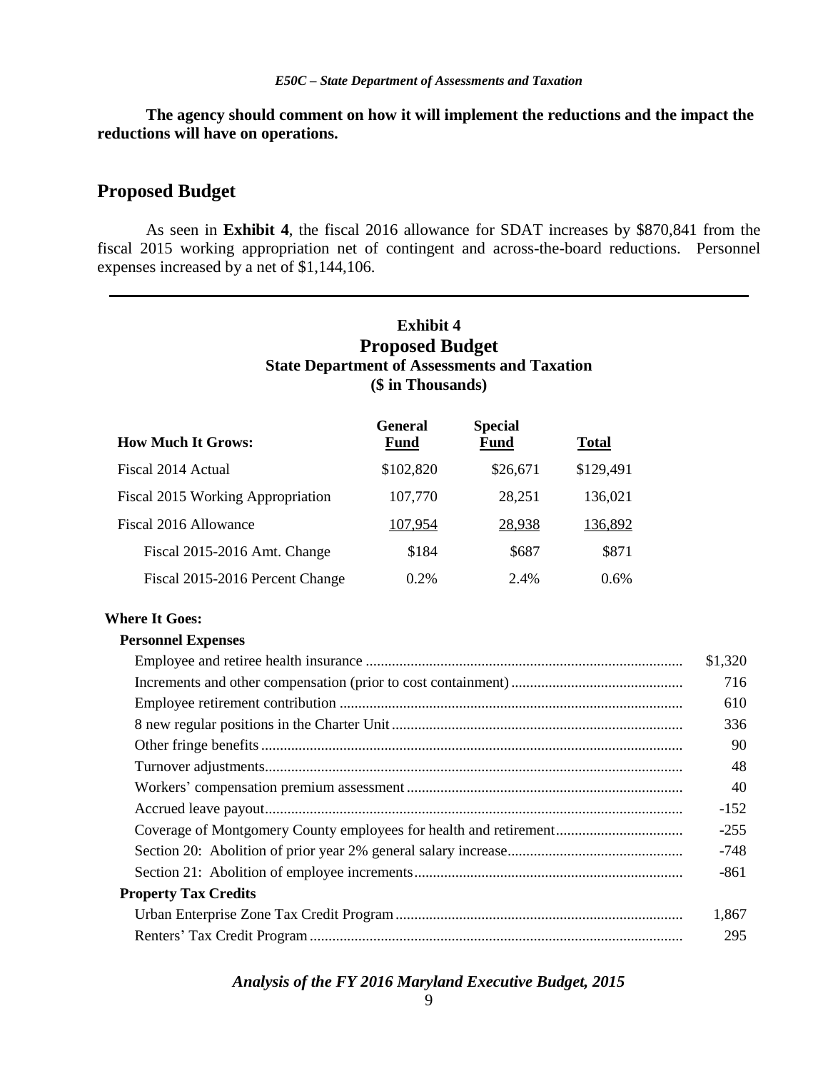**The agency should comment on how it will implement the reductions and the impact the reductions will have on operations.**

## Proposed Budget

As seen in **Exhibit 4**, the fiscal 2016 allowance for SDAT increases by $870,841 from the fiscal 2015 working appropriation net of contingent and across-the-board reductions. Personnel expenses increased by a net of $1,144,106.

### Exhibit 4
### Proposed Budget
### State Department of Assessments and Taxation
### ($ in Thousands)

| How Much It Grows: | General Fund | Special Fund | Total |
|---|---|---|---|
| Fiscal 2014 Actual | $102,820 | $26,671 | $129,491 |
| Fiscal 2015 Working Appropriation | 107,770 | 28,251 | 136,021 |
| Fiscal 2016 Allowance | 107,954 | 28,938 | 136,892 |
| Fiscal 2015-2016 Amt. Change | $184 | $687 | $871 |
| Fiscal 2015-2016 Percent Change | 0.2% | 2.4% | 0.6% |

| Where It Goes: | |
|---|---|
| **Personnel Expenses** | |
| Employee and retiree health insurance | $1,320 |
| Increments and other compensation (prior to cost containment) | 716 |
| Employee retirement contribution | 610 |
| 8 new regular positions in the Charter Unit | 336 |
| Other fringe benefits | 90 |
| Turnover adjustments | 48 |
| Workers' compensation premium assessment | 40 |
| Accrued leave payout | -152 |
| Coverage of Montgomery County employees for health and retirement | -255 |
| Section 20: Abolition of prior year 2% general salary increase | -748 |
| Section 21: Abolition of employee increments | -861 |
| **Property Tax Credits** | |
| Urban Enterprise Zone Tax Credit Program | 1,867 |
| Renters' Tax Credit Program | 295 |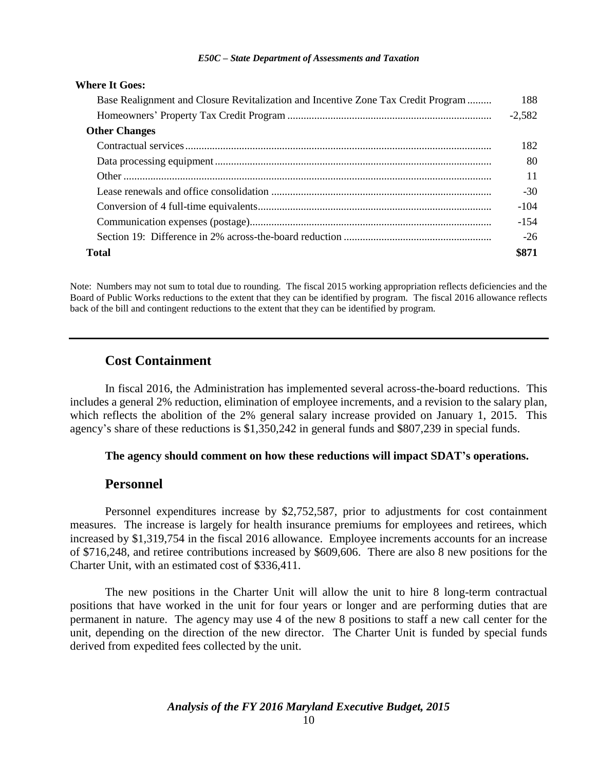| Where It Goes: | |
|---|---|
| Base Realignment and Closure Revitalization and Incentive Zone Tax Credit Program | 188 |
| Homeowners' Property Tax Credit Program | -2,582 |
| **Other Changes** | |
| Contractual services | 182 |
| Data processing equipment | 80 |
| Other | 11 |
| Lease renewals and office consolidation | -30 |
| Conversion of 4 full-time equivalents | -104 |
| Communication expenses (postage) | -154 |
| Section 19: Difference in 2% across-the-board reduction | -26 |
| **Total** | **$871** |

Note: Numbers may not sum to total due to rounding. The fiscal 2015 working appropriation reflects deficiencies and the Board of Public Works reductions to the extent that they can be identified by program. The fiscal 2016 allowance reflects back of the bill and contingent reductions to the extent that they can be identified by program.

## Cost Containment

In fiscal 2016, the Administration has implemented several across-the-board reductions. This includes a general 2% reduction, elimination of employee increments, and a revision to the salary plan, which reflects the abolition of the 2% general salary increase provided on January 1, 2015. This agency's share of these reductions is $1,350,242 in general funds and $807,239 in special funds.

**The agency should comment on how these reductions will impact SDAT's operations.**

## Personnel

Personnel expenditures increase by $2,752,587, prior to adjustments for cost containment measures. The increase is largely for health insurance premiums for employees and retirees, which increased by $1,319,754 in the fiscal 2016 allowance. Employee increments accounts for an increase of $716,248, and retiree contributions increased by $609,606. There are also 8 new positions for the Charter Unit, with an estimated cost of $336,411.

The new positions in the Charter Unit will allow the unit to hire 8 long-term contractual positions that have worked in the unit for four years or longer and are performing duties that are permanent in nature. The agency may use 4 of the new 8 positions to staff a new call center for the unit, depending on the direction of the new director. The Charter Unit is funded by special funds derived from expedited fees collected by the unit.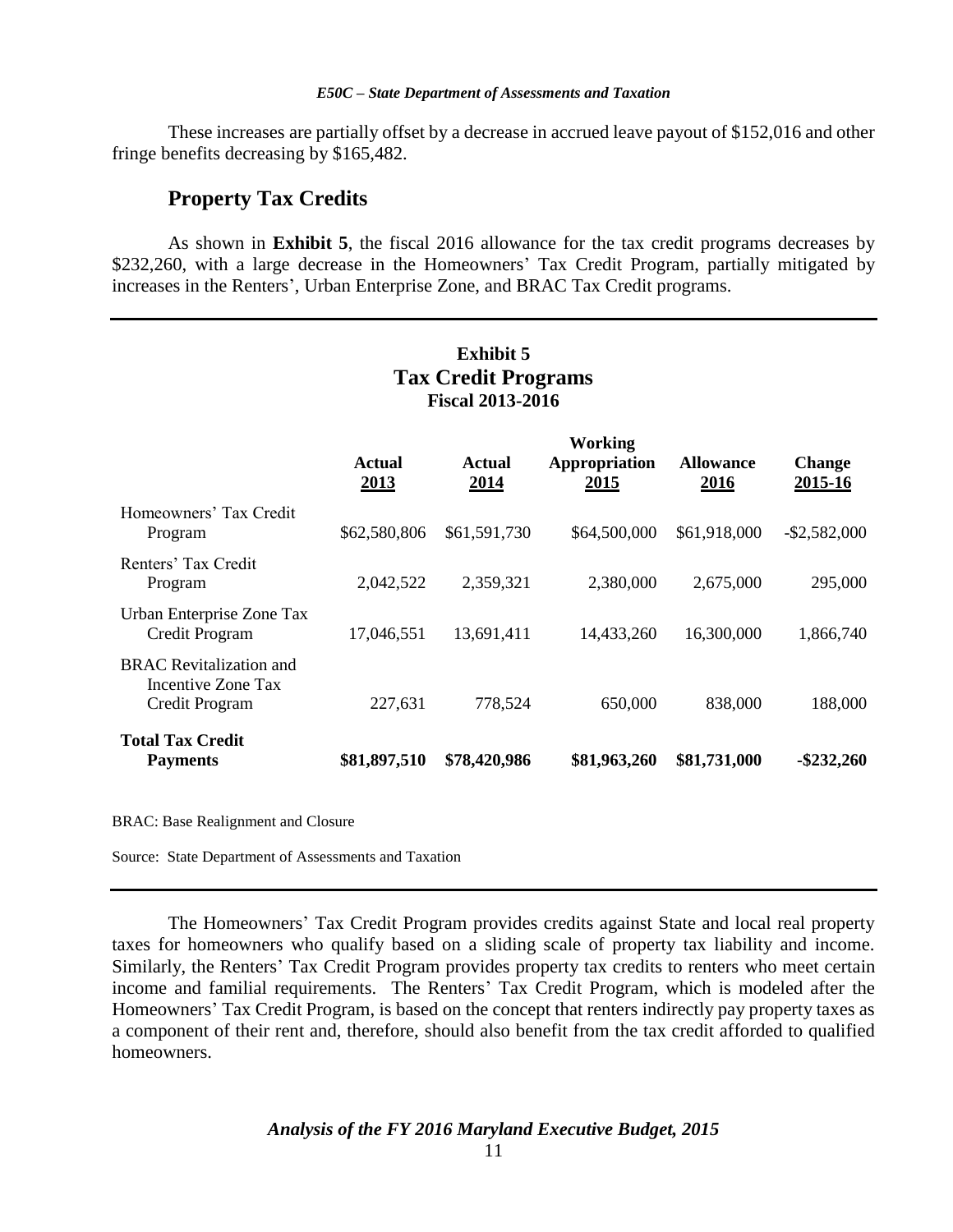These increases are partially offset by a decrease in accrued leave payout of $152,016 and other fringe benefits decreasing by $165,482.

## Property Tax Credits

As shown in **Exhibit 5**, the fiscal 2016 allowance for the tax credit programs decreases by $232,260, with a large decrease in the Homeowners' Tax Credit Program, partially mitigated by increases in the Renters', Urban Enterprise Zone, and BRAC Tax Credit programs.

**Exhibit 5**
**Tax Credit Programs**
**Fiscal 2013-2016**

| | Actual 2013 | Actual 2014 | Working Appropriation 2015 | Allowance 2016 | Change 2015-16 |
|---|---|---|---|---|---|
| Homeowners' Tax Credit Program | $62,580,806 | $61,591,730 | $64,500,000 | $61,918,000 | -$2,582,000 |
| Renters' Tax Credit Program | 2,042,522 | 2,359,321 | 2,380,000 | 2,675,000 | 295,000 |
| Urban Enterprise Zone Tax Credit Program | 17,046,551 | 13,691,411 | 14,433,260 | 16,300,000 | 1,866,740 |
| BRAC Revitalization and Incentive Zone Tax Credit Program | 227,631 | 778,524 | 650,000 | 838,000 | 188,000 |
| **Total Tax Credit Payments** | **$81,897,510** | **$78,420,986** | **$81,963,260** | **$81,731,000** | **-$232,260** |

BRAC: Base Realignment and Closure

Source: State Department of Assessments and Taxation

The Homeowners' Tax Credit Program provides credits against State and local real property taxes for homeowners who qualify based on a sliding scale of property tax liability and income. Similarly, the Renters' Tax Credit Program provides property tax credits to renters who meet certain income and familial requirements. The Renters' Tax Credit Program, which is modeled after the Homeowners' Tax Credit Program, is based on the concept that renters indirectly pay property taxes as a component of their rent and, therefore, should also benefit from the tax credit afforded to qualified homeowners.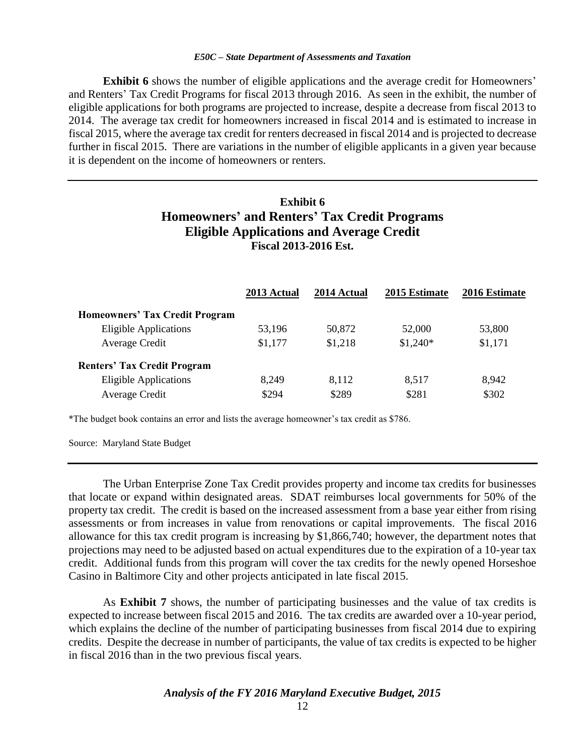**Exhibit 6** shows the number of eligible applications and the average credit for Homeowners' and Renters' Tax Credit Programs for fiscal 2013 through 2016. As seen in the exhibit, the number of eligible applications for both programs are projected to increase, despite a decrease from fiscal 2013 to 2014. The average tax credit for homeowners increased in fiscal 2014 and is estimated to increase in fiscal 2015, where the average tax credit for renters decreased in fiscal 2014 and is projected to decrease further in fiscal 2015. There are variations in the number of eligible applicants in a given year because it is dependent on the income of homeowners or renters.

---

**Exhibit 6**
**Homeowners' and Renters' Tax Credit Programs**
**Eligible Applications and Average Credit**
**Fiscal 2013-2016 Est.**

| | 2013 Actual | 2014 Actual | 2015 Estimate | 2016 Estimate |
|---|---|---|---|---|
| **Homeowners' Tax Credit Program** | | | | |
| Eligible Applications | 53,196 | 50,872 | 52,000 | 53,800 |
| Average Credit | $1,177 | $1,218 | $1,240* | $1,171 |
| **Renters' Tax Credit Program** | | | | |
| Eligible Applications | 8,249 | 8,112 | 8,517 | 8,942 |
| Average Credit | $294 | $289 | $281 | $302 |

*The budget book contains an error and lists the average homeowner's tax credit as $786.

Source: Maryland State Budget

---

The Urban Enterprise Zone Tax Credit provides property and income tax credits for businesses that locate or expand within designated areas. SDAT reimburses local governments for 50% of the property tax credit. The credit is based on the increased assessment from a base year either from rising assessments or from increases in value from renovations or capital improvements. The fiscal 2016 allowance for this tax credit program is increasing by $1,866,740; however, the department notes that projections may need to be adjusted based on actual expenditures due to the expiration of a 10-year tax credit. Additional funds from this program will cover the tax credits for the newly opened Horseshoe Casino in Baltimore City and other projects anticipated in late fiscal 2015.

As **Exhibit 7** shows, the number of participating businesses and the value of tax credits is expected to increase between fiscal 2015 and 2016. The tax credits are awarded over a 10-year period, which explains the decline of the number of participating businesses from fiscal 2014 due to expiring credits. Despite the decrease in number of participants, the value of tax credits is expected to be higher in fiscal 2016 than in the two previous fiscal years.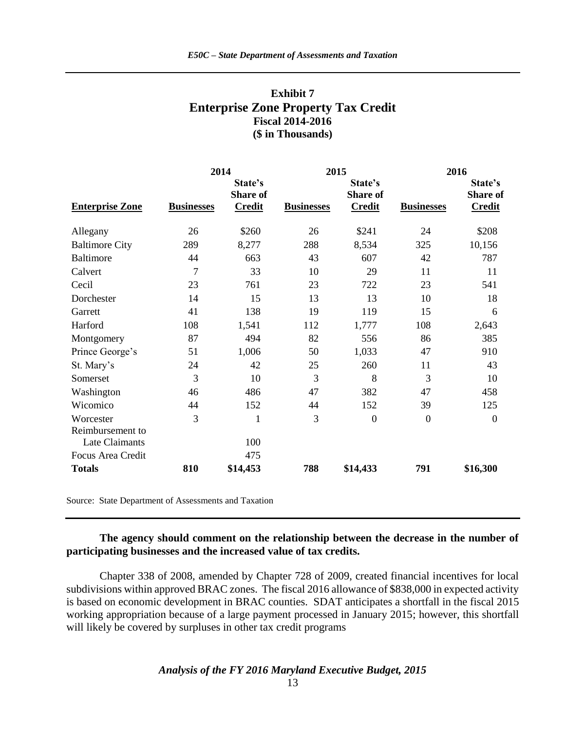### Exhibit 7
## Enterprise Zone Property Tax Credit
### Fiscal 2014-2016
### ($ in Thousands)

| | 2014 | | 2015 | | 2016 | |
|---|---|---|---|---|---|---|
| **Enterprise Zone** | **Businesses** | **State's Share of Credit** | **Businesses** | **State's Share of Credit** | **Businesses** | **State's Share of Credit** |
| Allegany | 26 | $260 | 26 | $241 | 24 | $208 |
| Baltimore City | 289 | 8,277 | 288 | 8,534 | 325 | 10,156 |
| Baltimore | 44 | 663 | 43 | 607 | 42 | 787 |
| Calvert | 7 | 33 | 10 | 29 | 11 | 11 |
| Cecil | 23 | 761 | 23 | 722 | 23 | 541 |
| Dorchester | 14 | 15 | 13 | 13 | 10 | 18 |
| Garrett | 41 | 138 | 19 | 119 | 15 | 6 |
| Harford | 108 | 1,541 | 112 | 1,777 | 108 | 2,643 |
| Montgomery | 87 | 494 | 82 | 556 | 86 | 385 |
| Prince George's | 51 | 1,006 | 50 | 1,033 | 47 | 910 |
| St. Mary's | 24 | 42 | 25 | 260 | 11 | 43 |
| Somerset | 3 | 10 | 3 | 8 | 3 | 10 |
| Washington | 46 | 486 | 47 | 382 | 47 | 458 |
| Wicomico | 44 | 152 | 44 | 152 | 39 | 125 |
| Worcester | 3 | 1 | 3 | 0 | 0 | 0 |
| Reimbursement to Late Claimants | | 100 | | | | |
| Focus Area Credit | | 475 | | | | |
| **Totals** | **810** | **$14,453** | **788** | **$14,433** | **791** | **$16,300** |

Source: State Department of Assessments and Taxation

**The agency should comment on the relationship between the decrease in the number of participating businesses and the increased value of tax credits.**

Chapter 338 of 2008, amended by Chapter 728 of 2009, created financial incentives for local subdivisions within approved BRAC zones. The fiscal 2016 allowance of $838,000 in expected activity is based on economic development in BRAC counties. SDAT anticipates a shortfall in the fiscal 2015 working appropriation because of a large payment processed in January 2015; however, this shortfall will likely be covered by surpluses in other tax credit programs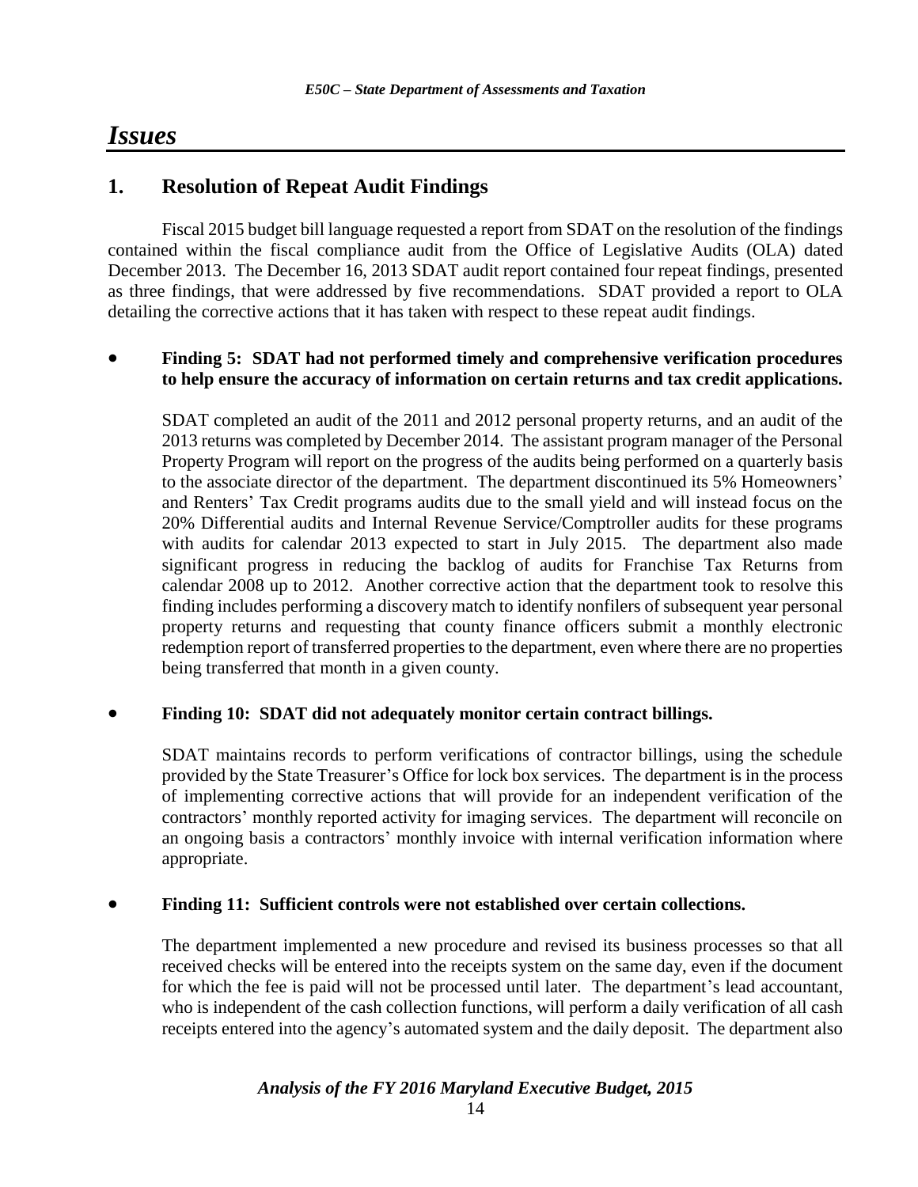# Issues

## 1. Resolution of Repeat Audit Findings

Fiscal 2015 budget bill language requested a report from SDAT on the resolution of the findings contained within the fiscal compliance audit from the Office of Legislative Audits (OLA) dated December 2013. The December 16, 2013 SDAT audit report contained four repeat findings, presented as three findings, that were addressed by five recommendations. SDAT provided a report to OLA detailing the corrective actions that it has taken with respect to these repeat audit findings.

- **Finding 5: SDAT had not performed timely and comprehensive verification procedures to help ensure the accuracy of information on certain returns and tax credit applications.**

  SDAT completed an audit of the 2011 and 2012 personal property returns, and an audit of the 2013 returns was completed by December 2014. The assistant program manager of the Personal Property Program will report on the progress of the audits being performed on a quarterly basis to the associate director of the department. The department discontinued its 5% Homeowners' and Renters' Tax Credit programs audits due to the small yield and will instead focus on the 20% Differential audits and Internal Revenue Service/Comptroller audits for these programs with audits for calendar 2013 expected to start in July 2015. The department also made significant progress in reducing the backlog of audits for Franchise Tax Returns from calendar 2008 up to 2012. Another corrective action that the department took to resolve this finding includes performing a discovery match to identify nonfilers of subsequent year personal property returns and requesting that county finance officers submit a monthly electronic redemption report of transferred properties to the department, even where there are no properties being transferred that month in a given county.

- **Finding 10: SDAT did not adequately monitor certain contract billings.**

  SDAT maintains records to perform verifications of contractor billings, using the schedule provided by the State Treasurer's Office for lock box services. The department is in the process of implementing corrective actions that will provide for an independent verification of the contractors' monthly reported activity for imaging services. The department will reconcile on an ongoing basis a contractors' monthly invoice with internal verification information where appropriate.

- **Finding 11: Sufficient controls were not established over certain collections.**

  The department implemented a new procedure and revised its business processes so that all received checks will be entered into the receipts system on the same day, even if the document for which the fee is paid will not be processed until later. The department's lead accountant, who is independent of the cash collection functions, will perform a daily verification of all cash receipts entered into the agency's automated system and the daily deposit. The department also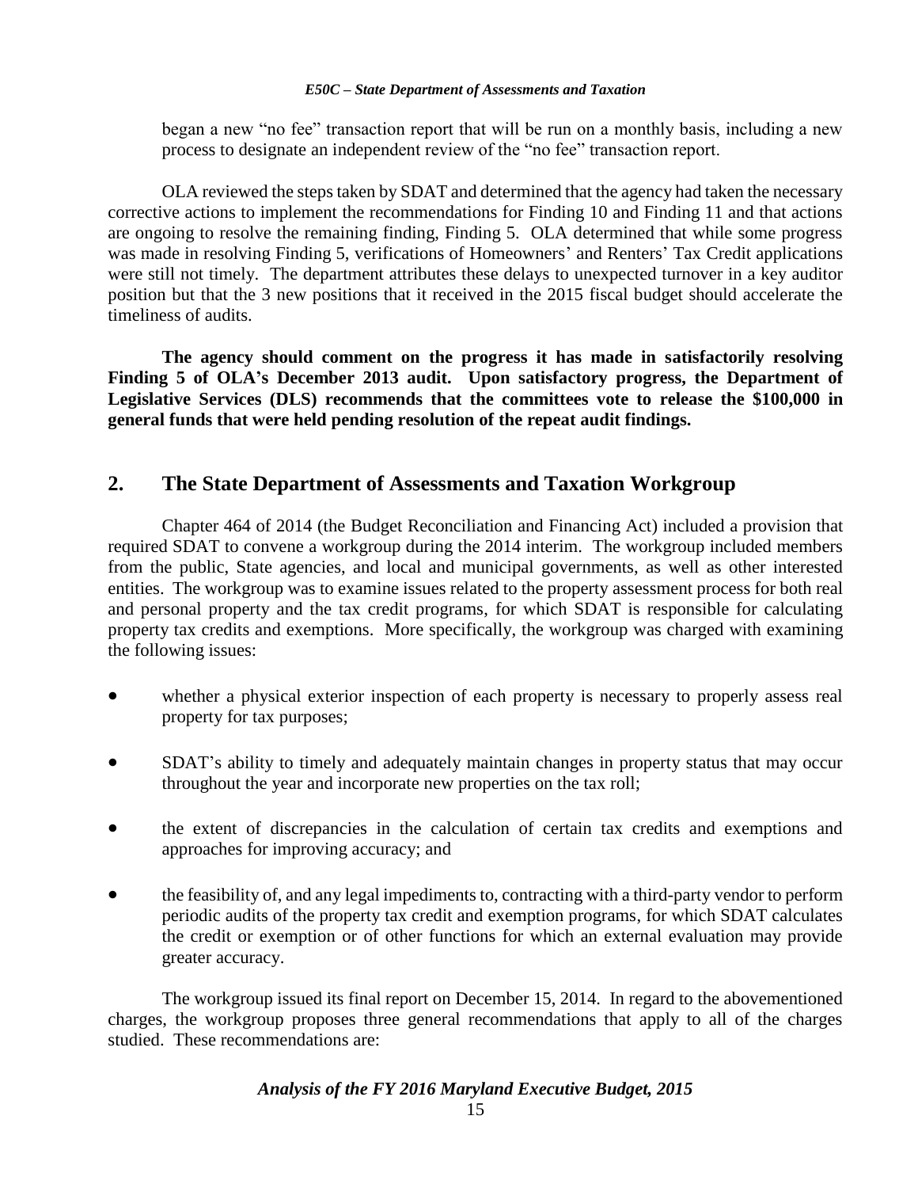began a new "no fee" transaction report that will be run on a monthly basis, including a new process to designate an independent review of the "no fee" transaction report.

OLA reviewed the steps taken by SDAT and determined that the agency had taken the necessary corrective actions to implement the recommendations for Finding 10 and Finding 11 and that actions are ongoing to resolve the remaining finding, Finding 5. OLA determined that while some progress was made in resolving Finding 5, verifications of Homeowners' and Renters' Tax Credit applications were still not timely. The department attributes these delays to unexpected turnover in a key auditor position but that the 3 new positions that it received in the 2015 fiscal budget should accelerate the timeliness of audits.

**The agency should comment on the progress it has made in satisfactorily resolving Finding 5 of OLA's December 2013 audit. Upon satisfactory progress, the Department of Legislative Services (DLS) recommends that the committees vote to release the $100,000 in general funds that were held pending resolution of the repeat audit findings.**

## 2. The State Department of Assessments and Taxation Workgroup

Chapter 464 of 2014 (the Budget Reconciliation and Financing Act) included a provision that required SDAT to convene a workgroup during the 2014 interim. The workgroup included members from the public, State agencies, and local and municipal governments, as well as other interested entities. The workgroup was to examine issues related to the property assessment process for both real and personal property and the tax credit programs, for which SDAT is responsible for calculating property tax credits and exemptions. More specifically, the workgroup was charged with examining the following issues:

- whether a physical exterior inspection of each property is necessary to properly assess real property for tax purposes;
- SDAT's ability to timely and adequately maintain changes in property status that may occur throughout the year and incorporate new properties on the tax roll;
- the extent of discrepancies in the calculation of certain tax credits and exemptions and approaches for improving accuracy; and
- the feasibility of, and any legal impediments to, contracting with a third-party vendor to perform periodic audits of the property tax credit and exemption programs, for which SDAT calculates the credit or exemption or of other functions for which an external evaluation may provide greater accuracy.

The workgroup issued its final report on December 15, 2014. In regard to the abovementioned charges, the workgroup proposes three general recommendations that apply to all of the charges studied. These recommendations are: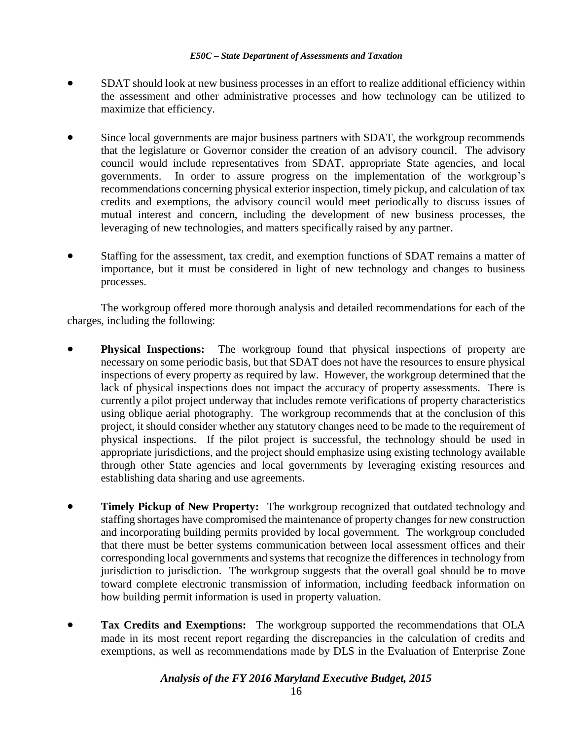- SDAT should look at new business processes in an effort to realize additional efficiency within the assessment and other administrative processes and how technology can be utilized to maximize that efficiency.

- Since local governments are major business partners with SDAT, the workgroup recommends that the legislature or Governor consider the creation of an advisory council. The advisory council would include representatives from SDAT, appropriate State agencies, and local governments. In order to assure progress on the implementation of the workgroup's recommendations concerning physical exterior inspection, timely pickup, and calculation of tax credits and exemptions, the advisory council would meet periodically to discuss issues of mutual interest and concern, including the development of new business processes, the leveraging of new technologies, and matters specifically raised by any partner.

- Staffing for the assessment, tax credit, and exemption functions of SDAT remains a matter of importance, but it must be considered in light of new technology and changes to business processes.

The workgroup offered more thorough analysis and detailed recommendations for each of the charges, including the following:

- **Physical Inspections:** The workgroup found that physical inspections of property are necessary on some periodic basis, but that SDAT does not have the resources to ensure physical inspections of every property as required by law. However, the workgroup determined that the lack of physical inspections does not impact the accuracy of property assessments. There is currently a pilot project underway that includes remote verifications of property characteristics using oblique aerial photography. The workgroup recommends that at the conclusion of this project, it should consider whether any statutory changes need to be made to the requirement of physical inspections. If the pilot project is successful, the technology should be used in appropriate jurisdictions, and the project should emphasize using existing technology available through other State agencies and local governments by leveraging existing resources and establishing data sharing and use agreements.

- **Timely Pickup of New Property:** The workgroup recognized that outdated technology and staffing shortages have compromised the maintenance of property changes for new construction and incorporating building permits provided by local government. The workgroup concluded that there must be better systems communication between local assessment offices and their corresponding local governments and systems that recognize the differences in technology from jurisdiction to jurisdiction. The workgroup suggests that the overall goal should be to move toward complete electronic transmission of information, including feedback information on how building permit information is used in property valuation.

- **Tax Credits and Exemptions:** The workgroup supported the recommendations that OLA made in its most recent report regarding the discrepancies in the calculation of credits and exemptions, as well as recommendations made by DLS in the Evaluation of Enterprise Zone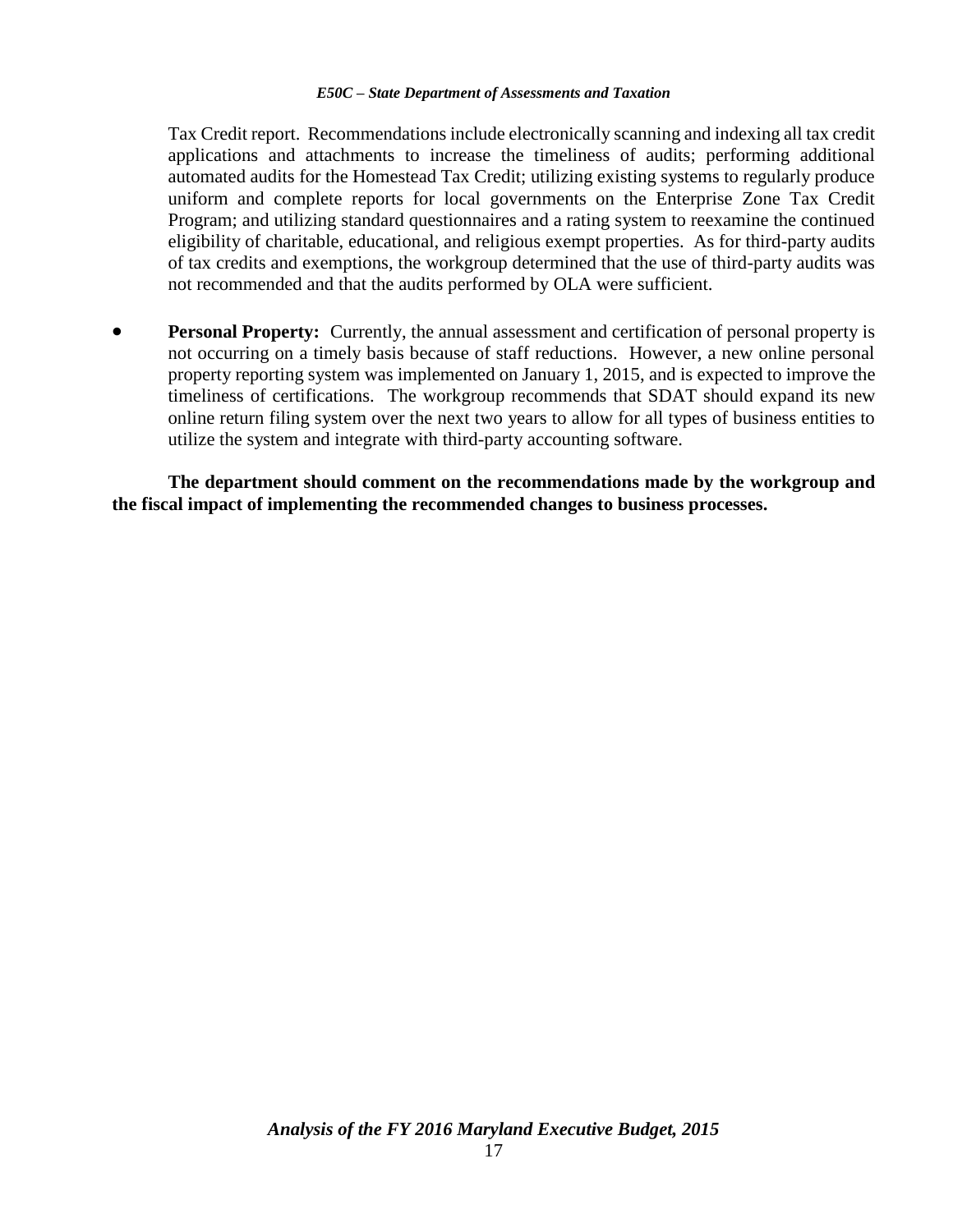Tax Credit report. Recommendations include electronically scanning and indexing all tax credit applications and attachments to increase the timeliness of audits; performing additional automated audits for the Homestead Tax Credit; utilizing existing systems to regularly produce uniform and complete reports for local governments on the Enterprise Zone Tax Credit Program; and utilizing standard questionnaires and a rating system to reexamine the continued eligibility of charitable, educational, and religious exempt properties. As for third-party audits of tax credits and exemptions, the workgroup determined that the use of third-party audits was not recommended and that the audits performed by OLA were sufficient.

- **Personal Property:** Currently, the annual assessment and certification of personal property is not occurring on a timely basis because of staff reductions. However, a new online personal property reporting system was implemented on January 1, 2015, and is expected to improve the timeliness of certifications. The workgroup recommends that SDAT should expand its new online return filing system over the next two years to allow for all types of business entities to utilize the system and integrate with third-party accounting software.

**The department should comment on the recommendations made by the workgroup and the fiscal impact of implementing the recommended changes to business processes.**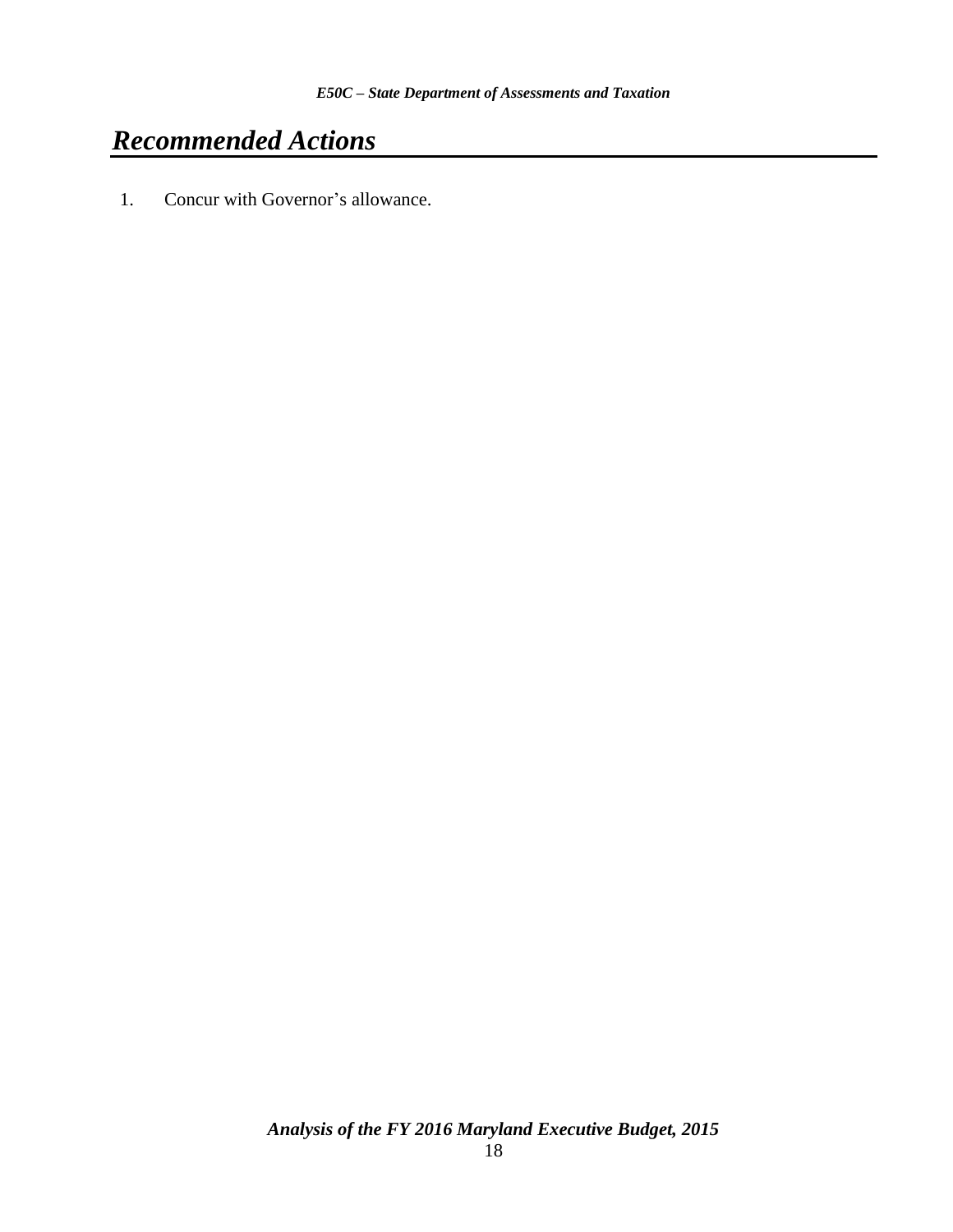# *Recommended Actions*

1. Concur with Governor's allowance.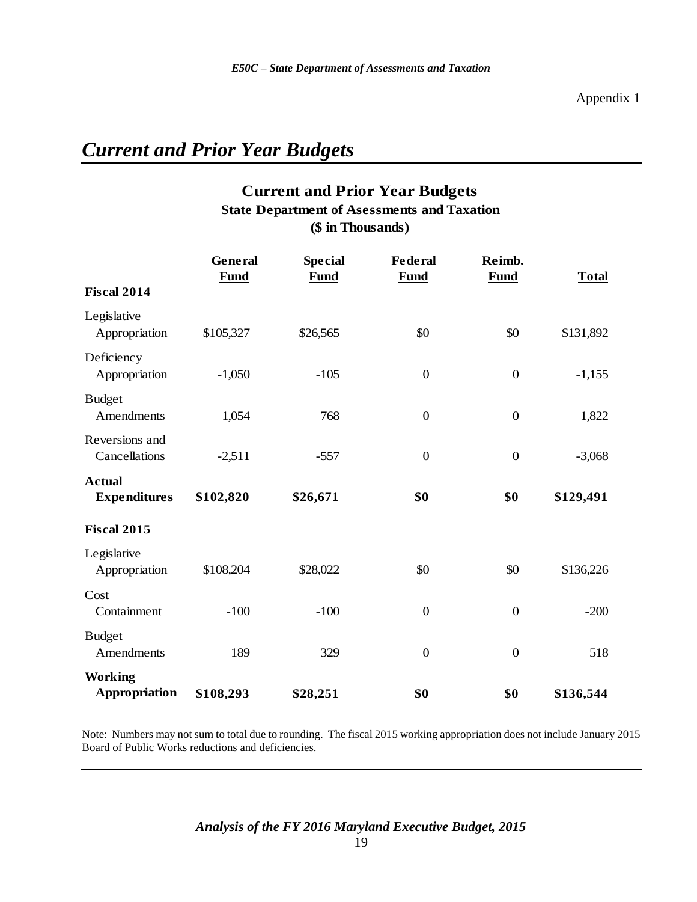Appendix 1

# *Current and Prior Year Budgets*

## Current and Prior Year Budgets
### State Department of Asessments and Taxation
### ($ in Thousands)

| | General Fund | Special Fund | Federal Fund | Reimb. Fund | Total |
|---|---|---|---|---|---|
| **Fiscal 2014** | | | | | |
| Legislative Appropriation | $105,327 | $26,565 | $0 | $0 | $131,892 |
| Deficiency Appropriation | -1,050 | -105 | 0 | 0 | -1,155 |
| Budget Amendments | 1,054 | 768 | 0 | 0 | 1,822 |
| Reversions and Cancellations | -2,511 | -557 | 0 | 0 | -3,068 |
| **Actual Expenditures** | **$102,820** | **$26,671** | **$0** | **$0** | **$129,491** |
| **Fiscal 2015** | | | | | |
| Legislative Appropriation | $108,204 | $28,022 | $0 | $0 | $136,226 |
| Cost Containment | -100 | -100 | 0 | 0 | -200 |
| Budget Amendments | 189 | 329 | 0 | 0 | 518 |
| **Working Appropriation** | **$108,293** | **$28,251** | **$0** | **$0** | **$136,544** |

Note: Numbers may not sum to total due to rounding. The fiscal 2015 working appropriation does not include January 2015 Board of Public Works reductions and deficiencies.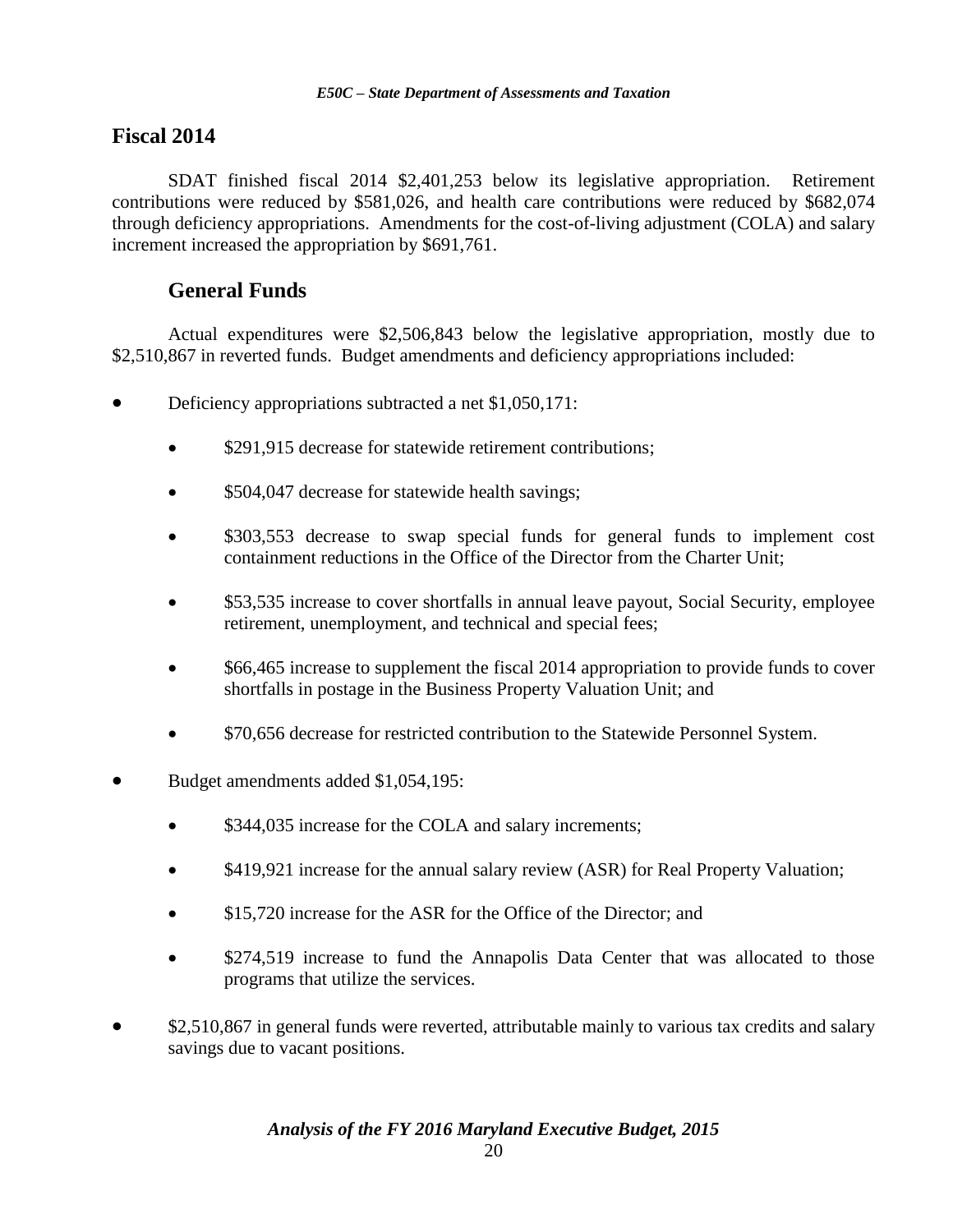## Fiscal 2014

SDAT finished fiscal 2014 $2,401,253 below its legislative appropriation. Retirement contributions were reduced by $581,026, and health care contributions were reduced by $682,074 through deficiency appropriations. Amendments for the cost-of-living adjustment (COLA) and salary increment increased the appropriation by $691,761.

### General Funds

Actual expenditures were $2,506,843 below the legislative appropriation, mostly due to $2,510,867 in reverted funds. Budget amendments and deficiency appropriations included:

- Deficiency appropriations subtracted a net $1,050,171:
  - $291,915 decrease for statewide retirement contributions;
  - $504,047 decrease for statewide health savings;
  - $303,553 decrease to swap special funds for general funds to implement cost containment reductions in the Office of the Director from the Charter Unit;
  - $53,535 increase to cover shortfalls in annual leave payout, Social Security, employee retirement, unemployment, and technical and special fees;
  - $66,465 increase to supplement the fiscal 2014 appropriation to provide funds to cover shortfalls in postage in the Business Property Valuation Unit; and
  - $70,656 decrease for restricted contribution to the Statewide Personnel System.
- Budget amendments added $1,054,195:
  - $344,035 increase for the COLA and salary increments;
  - $419,921 increase for the annual salary review (ASR) for Real Property Valuation;
  - $15,720 increase for the ASR for the Office of the Director; and
  - $274,519 increase to fund the Annapolis Data Center that was allocated to those programs that utilize the services.
- $2,510,867 in general funds were reverted, attributable mainly to various tax credits and salary savings due to vacant positions.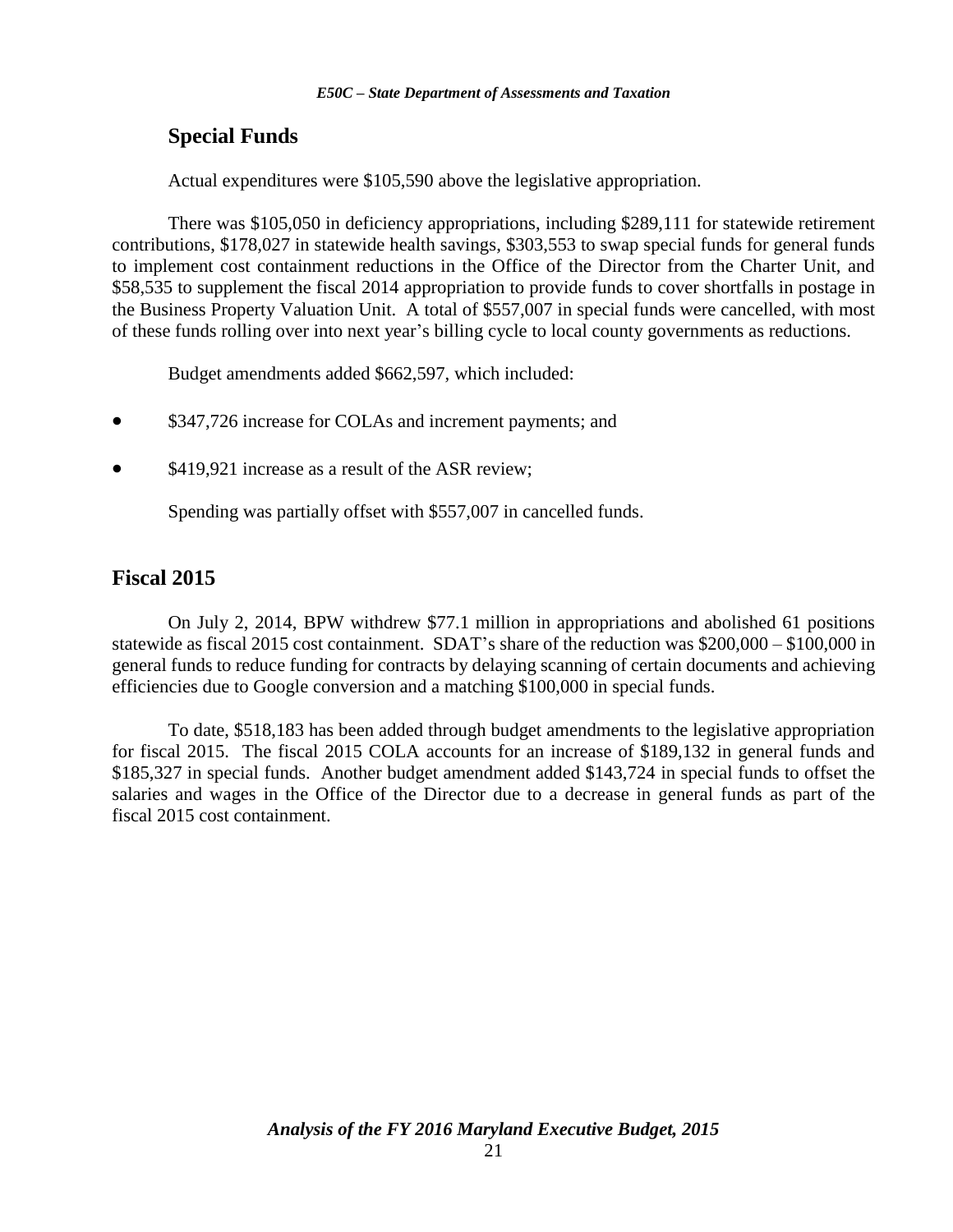## Special Funds

Actual expenditures were $105,590 above the legislative appropriation.

There was $105,050 in deficiency appropriations, including $289,111 for statewide retirement contributions, $178,027 in statewide health savings, $303,553 to swap special funds for general funds to implement cost containment reductions in the Office of the Director from the Charter Unit, and $58,535 to supplement the fiscal 2014 appropriation to provide funds to cover shortfalls in postage in the Business Property Valuation Unit. A total of $557,007 in special funds were cancelled, with most of these funds rolling over into next year's billing cycle to local county governments as reductions.

Budget amendments added $662,597, which included:

- $347,726 increase for COLAs and increment payments; and
- $419,921 increase as a result of the ASR review;

Spending was partially offset with $557,007 in cancelled funds.

# Fiscal 2015

On July 2, 2014, BPW withdrew $77.1 million in appropriations and abolished 61 positions statewide as fiscal 2015 cost containment. SDAT's share of the reduction was $200,000 – $100,000 in general funds to reduce funding for contracts by delaying scanning of certain documents and achieving efficiencies due to Google conversion and a matching $100,000 in special funds.

To date, $518,183 has been added through budget amendments to the legislative appropriation for fiscal 2015. The fiscal 2015 COLA accounts for an increase of $189,132 in general funds and $185,327 in special funds. Another budget amendment added $143,724 in special funds to offset the salaries and wages in the Office of the Director due to a decrease in general funds as part of the fiscal 2015 cost containment.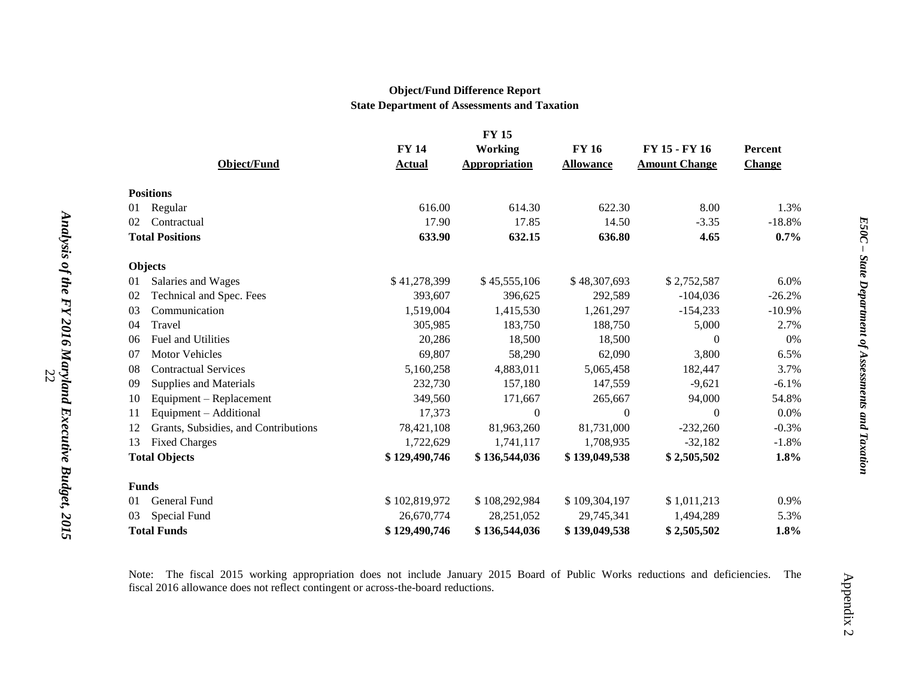**Object/Fund Difference Report**
**State Department of Assessments and Taxation**

| Object/Fund | FY 14 Actual | FY 15 Working Appropriation | FY 16 Allowance | FY 15 - FY 16 Amount Change | Percent Change |
|---|---|---|---|---|---|
| **Positions** | | | | | |
| 01 Regular | 616.00 | 614.30 | 622.30 | 8.00 | 1.3% |
| 02 Contractual | 17.90 | 17.85 | 14.50 | -3.35 | -18.8% |
| **Total Positions** | **633.90** | **632.15** | **636.80** | **4.65** | **0.7%** |
| **Objects** | | | | | |
| 01 Salaries and Wages | $ 41,278,399 | $ 45,555,106 | $ 48,307,693 | $ 2,752,587 | 6.0% |
| 02 Technical and Spec. Fees | 393,607 | 396,625 | 292,589 | -104,036 | -26.2% |
| 03 Communication | 1,519,004 | 1,415,530 | 1,261,297 | -154,233 | -10.9% |
| 04 Travel | 305,985 | 183,750 | 188,750 | 5,000 | 2.7% |
| 06 Fuel and Utilities | 20,286 | 18,500 | 18,500 | 0 | 0% |
| 07 Motor Vehicles | 69,807 | 58,290 | 62,090 | 3,800 | 6.5% |
| 08 Contractual Services | 5,160,258 | 4,883,011 | 5,065,458 | 182,447 | 3.7% |
| 09 Supplies and Materials | 232,730 | 157,180 | 147,559 | -9,621 | -6.1% |
| 10 Equipment – Replacement | 349,560 | 171,667 | 265,667 | 94,000 | 54.8% |
| 11 Equipment – Additional | 17,373 | 0 | 0 | 0 | 0.0% |
| 12 Grants, Subsidies, and Contributions | 78,421,108 | 81,963,260 | 81,731,000 | -232,260 | -0.3% |
| 13 Fixed Charges | 1,722,629 | 1,741,117 | 1,708,935 | -32,182 | -1.8% |
| **Total Objects** | **$ 129,490,746** | **$ 136,544,036** | **$ 139,049,538** | **$ 2,505,502** | **1.8%** |
| **Funds** | | | | | |
| 01 General Fund | $ 102,819,972 | $ 108,292,984 | $ 109,304,197 | $ 1,011,213 | 0.9% |
| 03 Special Fund | 26,670,774 | 28,251,052 | 29,745,341 | 1,494,289 | 5.3% |
| **Total Funds** | **$ 129,490,746** | **$ 136,544,036** | **$ 139,049,538** | **$ 2,505,502** | **1.8%** |

Note: The fiscal 2015 working appropriation does not include January 2015 Board of Public Works reductions and deficiencies. The fiscal 2016 allowance does not reflect contingent or across-the-board reductions.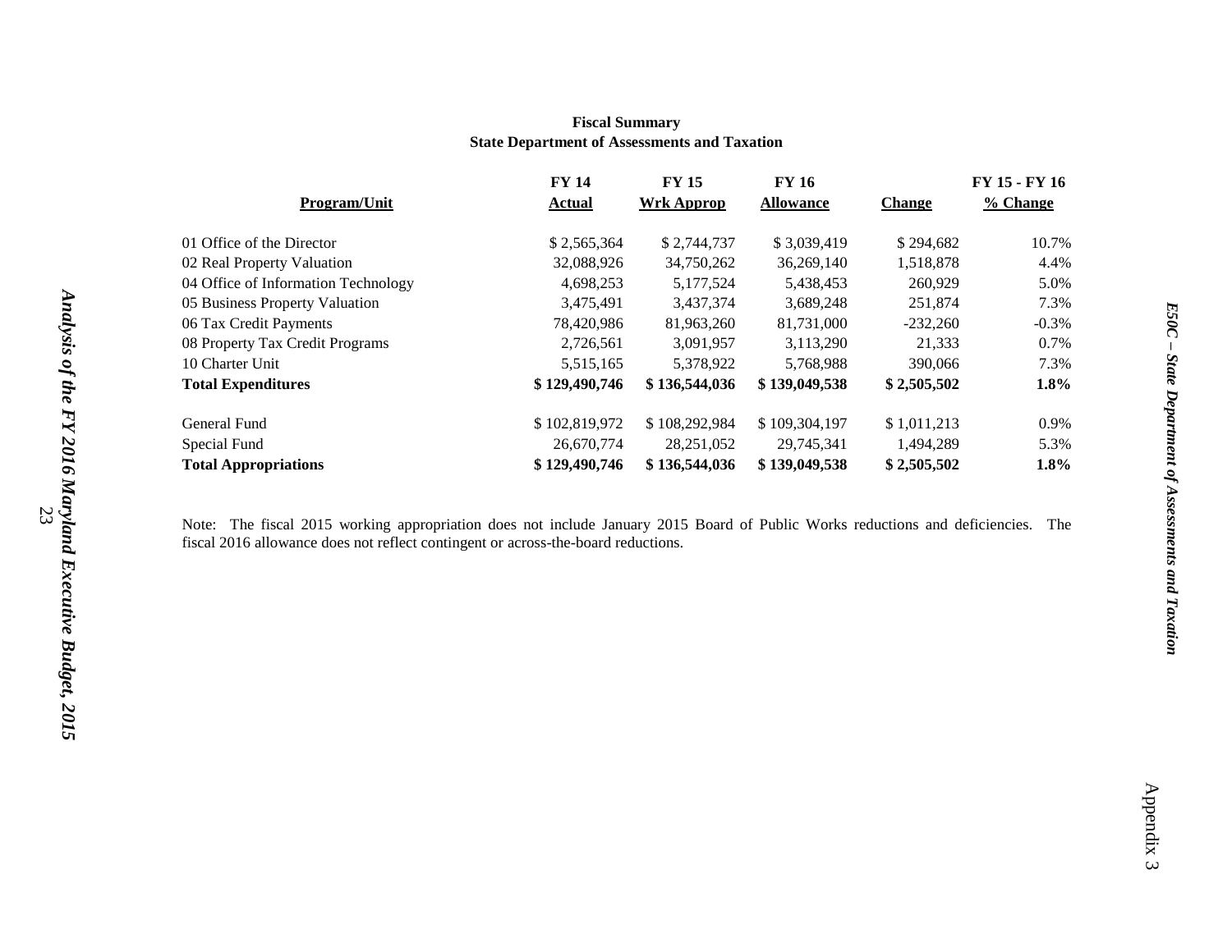**Fiscal Summary**
**State Department of Assessments and Taxation**

| Program/Unit | FY 14 Actual | FY 15 Wrk Approp | FY 16 Allowance | Change | FY 15 - FY 16 % Change |
|---|---|---|---|---|---|
| 01 Office of the Director | $ 2,565,364 | $ 2,744,737 | $ 3,039,419 | $ 294,682 | 10.7% |
| 02 Real Property Valuation | 32,088,926 | 34,750,262 | 36,269,140 | 1,518,878 | 4.4% |
| 04 Office of Information Technology | 4,698,253 | 5,177,524 | 5,438,453 | 260,929 | 5.0% |
| 05 Business Property Valuation | 3,475,491 | 3,437,374 | 3,689,248 | 251,874 | 7.3% |
| 06 Tax Credit Payments | 78,420,986 | 81,963,260 | 81,731,000 | -232,260 | -0.3% |
| 08 Property Tax Credit Programs | 2,726,561 | 3,091,957 | 3,113,290 | 21,333 | 0.7% |
| 10 Charter Unit | 5,515,165 | 5,378,922 | 5,768,988 | 390,066 | 7.3% |
| **Total Expenditures** | **$ 129,490,746** | **$ 136,544,036** | **$ 139,049,538** | **$ 2,505,502** | **1.8%** |
| | | | | | |
| General Fund | $ 102,819,972 | $ 108,292,984 | $ 109,304,197 | $ 1,011,213 | 0.9% |
| Special Fund | 26,670,774 | 28,251,052 | 29,745,341 | 1,494,289 | 5.3% |
| **Total Appropriations** | **$ 129,490,746** | **$ 136,544,036** | **$ 139,049,538** | **$ 2,505,502** | **1.8%** |

Note: The fiscal 2015 working appropriation does not include January 2015 Board of Public Works reductions and deficiencies. The fiscal 2016 allowance does not reflect contingent or across-the-board reductions.

Appendix 3